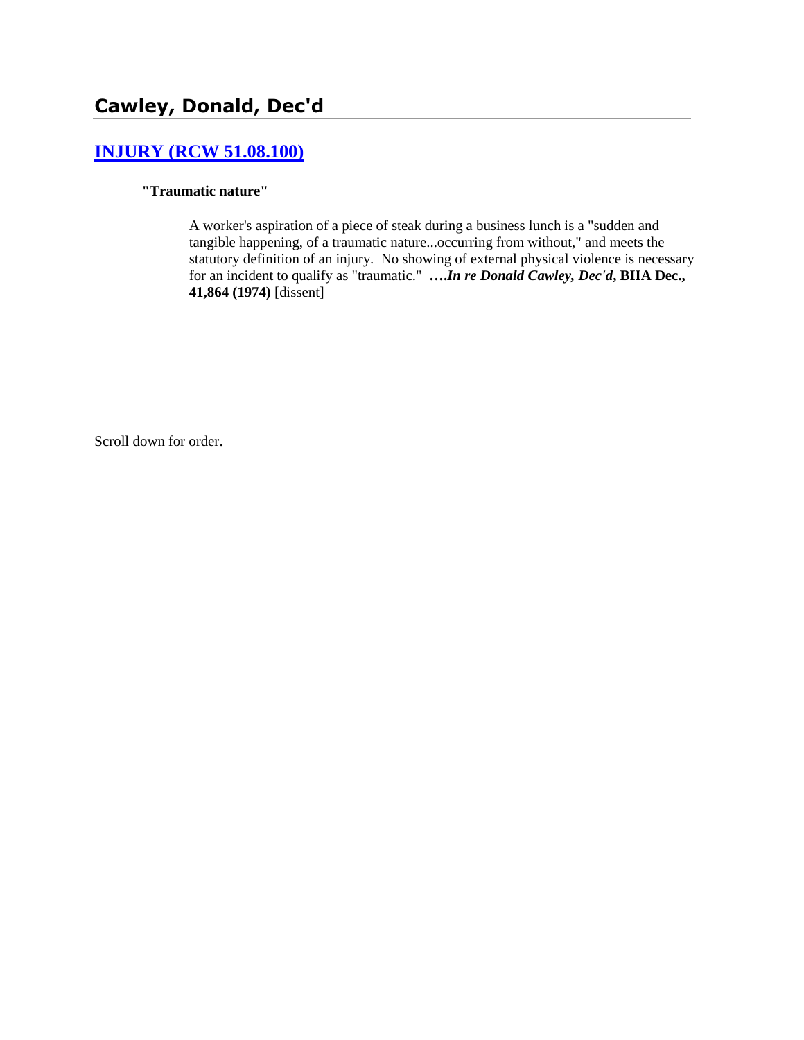# Cawley, Donald, Dec'd

## [INJURY (RCW 51.08.100)]

**"Traumatic nature"**

A worker's aspiration of a piece of steak during a business lunch is a "sudden and tangible happening, of a traumatic nature...occurring from without," and meets the statutory definition of an injury. No showing of external physical violence is necessary for an incident to qualify as "traumatic." ***….In re Donald Cawley, Dec'd*, BIIA Dec., 41,864 (1974)** [dissent]

Scroll down for order.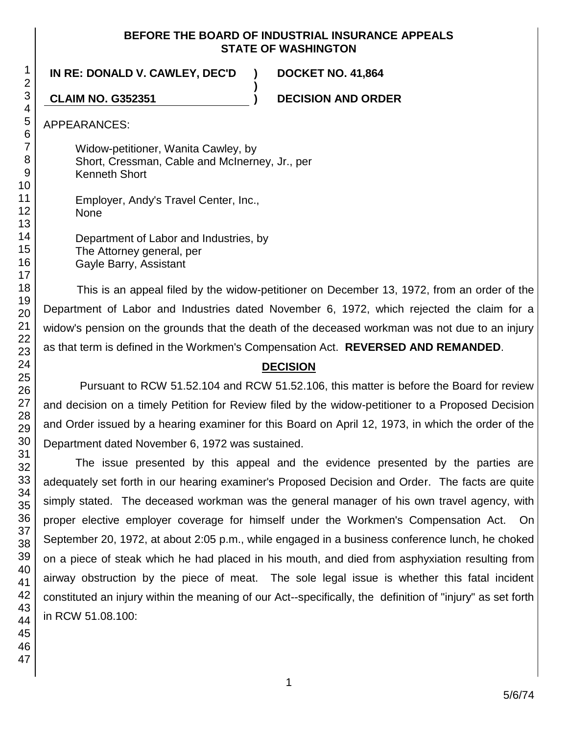**BEFORE THE BOARD OF INDUSTRIAL INSURANCE APPEALS**
**STATE OF WASHINGTON**

**IN RE: DONALD V. CAWLEY, DEC'D** ) **DOCKET NO. 41,864**
)
**CLAIM NO. G352351** ) **DECISION AND ORDER**

APPEARANCES:

Widow-petitioner, Wanita Cawley, by
Short, Cressman, Cable and McInerney, Jr., per
Kenneth Short

Employer, Andy's Travel Center, Inc.,
None

Department of Labor and Industries, by
The Attorney general, per
Gayle Barry, Assistant

This is an appeal filed by the widow-petitioner on December 13, 1972, from an order of the Department of Labor and Industries dated November 6, 1972, which rejected the claim for a widow's pension on the grounds that the death of the deceased workman was not due to an injury as that term is defined in the Workmen's Compensation Act. **REVERSED AND REMANDED**.

## DECISION

Pursuant to RCW 51.52.104 and RCW 51.52.106, this matter is before the Board for review and decision on a timely Petition for Review filed by the widow-petitioner to a Proposed Decision and Order issued by a hearing examiner for this Board on April 12, 1973, in which the order of the Department dated November 6, 1972 was sustained.

The issue presented by this appeal and the evidence presented by the parties are adequately set forth in our hearing examiner's Proposed Decision and Order. The facts are quite simply stated. The deceased workman was the general manager of his own travel agency, with proper elective employer coverage for himself under the Workmen's Compensation Act. On September 20, 1972, at about 2:05 p.m., while engaged in a business conference lunch, he choked on a piece of steak which he had placed in his mouth, and died from asphyxiation resulting from airway obstruction by the piece of meat. The sole legal issue is whether this fatal incident constituted an injury within the meaning of our Act--specifically, the definition of "injury" as set forth in RCW 51.08.100: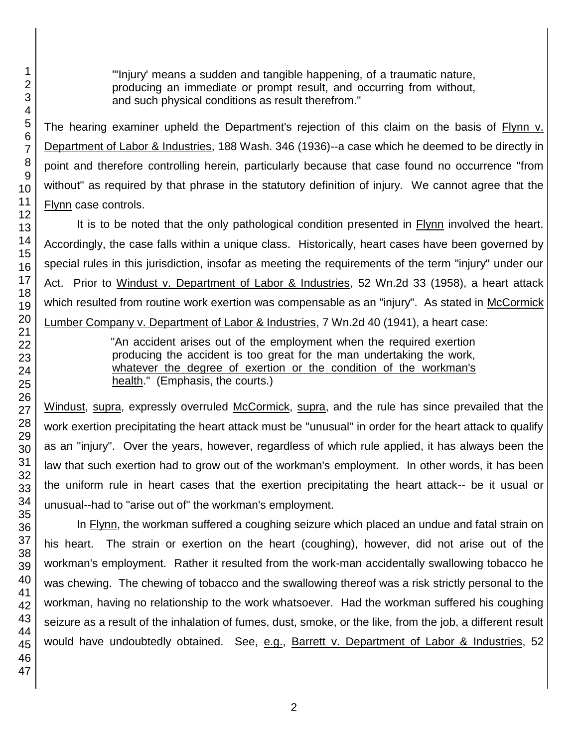> "'Injury' means a sudden and tangible happening, of a traumatic nature, producing an immediate or prompt result, and occurring from without, and such physical conditions as result therefrom."

The hearing examiner upheld the Department's rejection of this claim on the basis of Flynn v. Department of Labor & Industries, 188 Wash. 346 (1936)--a case which he deemed to be directly in point and therefore controlling herein, particularly because that case found no occurrence "from without" as required by that phrase in the statutory definition of injury. We cannot agree that the Flynn case controls.

It is to be noted that the only pathological condition presented in Flynn involved the heart. Accordingly, the case falls within a unique class. Historically, heart cases have been governed by special rules in this jurisdiction, insofar as meeting the requirements of the term "injury" under our Act. Prior to Windust v. Department of Labor & Industries, 52 Wn.2d 33 (1958), a heart attack which resulted from routine work exertion was compensable as an "injury". As stated in McCormick Lumber Company v. Department of Labor & Industries, 7 Wn.2d 40 (1941), a heart case:

> "An accident arises out of the employment when the required exertion producing the accident is too great for the man undertaking the work, whatever the degree of exertion or the condition of the workman's health." (Emphasis, the courts.)

Windust, supra, expressly overruled McCormick, supra, and the rule has since prevailed that the work exertion precipitating the heart attack must be "unusual" in order for the heart attack to qualify as an "injury". Over the years, however, regardless of which rule applied, it has always been the law that such exertion had to grow out of the workman's employment. In other words, it has been the uniform rule in heart cases that the exertion precipitating the heart attack-- be it usual or unusual--had to "arise out of" the workman's employment.

In Flynn, the workman suffered a coughing seizure which placed an undue and fatal strain on his heart. The strain or exertion on the heart (coughing), however, did not arise out of the workman's employment. Rather it resulted from the work-man accidentally swallowing tobacco he was chewing. The chewing of tobacco and the swallowing thereof was a risk strictly personal to the workman, having no relationship to the work whatsoever. Had the workman suffered his coughing seizure as a result of the inhalation of fumes, dust, smoke, or the like, from the job, a different result would have undoubtedly obtained. See, e.g., Barrett v. Department of Labor & Industries, 52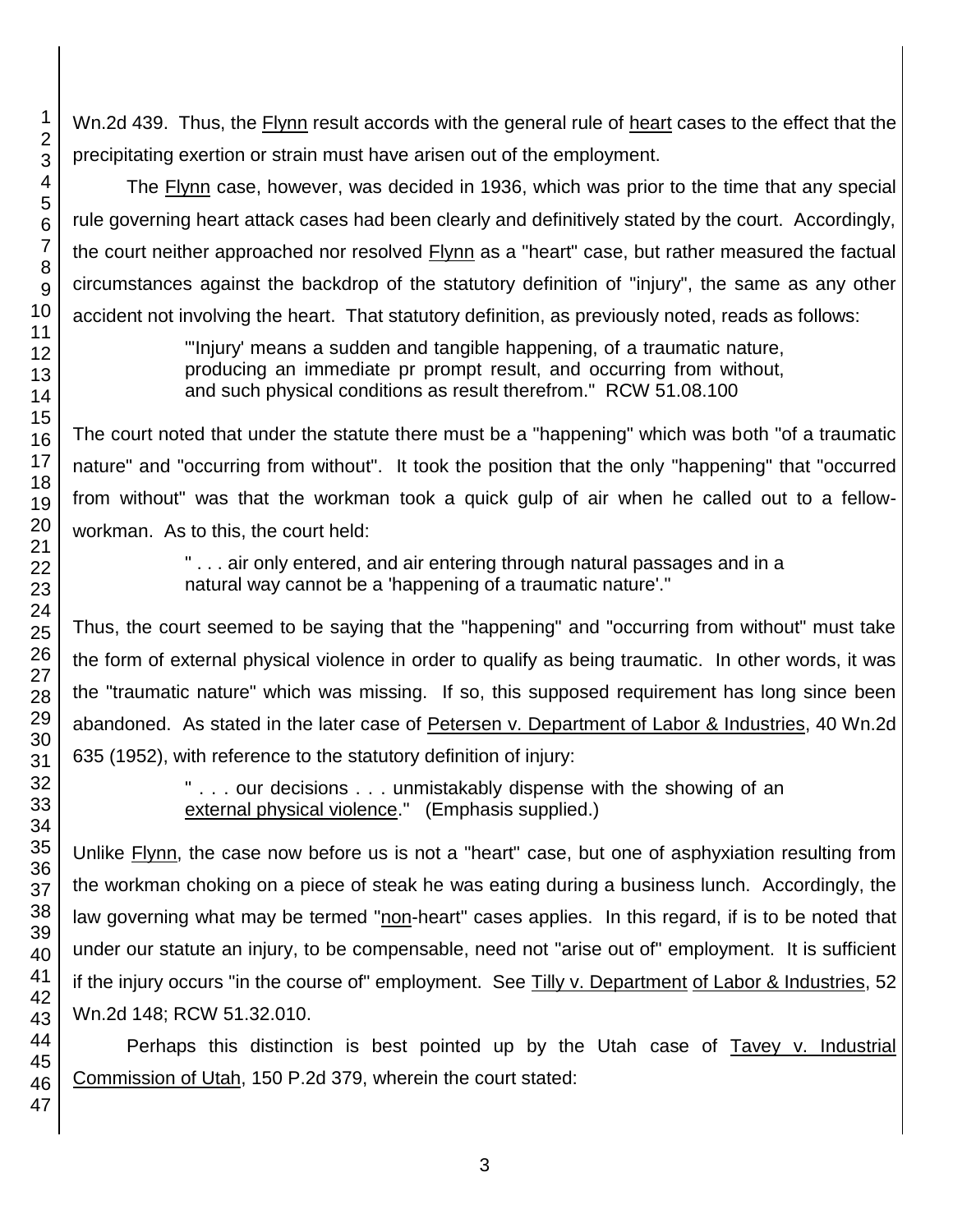Wn.2d 439. Thus, the Flynn result accords with the general rule of heart cases to the effect that the precipitating exertion or strain must have arisen out of the employment.

The Flynn case, however, was decided in 1936, which was prior to the time that any special rule governing heart attack cases had been clearly and definitively stated by the court. Accordingly, the court neither approached nor resolved Flynn as a "heart" case, but rather measured the factual circumstances against the backdrop of the statutory definition of "injury", the same as any other accident not involving the heart. That statutory definition, as previously noted, reads as follows:

> "'Injury' means a sudden and tangible happening, of a traumatic nature, producing an immediate pr prompt result, and occurring from without, and such physical conditions as result therefrom." RCW 51.08.100

The court noted that under the statute there must be a "happening" which was both "of a traumatic nature" and "occurring from without". It took the position that the only "happening" that "occurred from without" was that the workman took a quick gulp of air when he called out to a fellow-workman. As to this, the court held:

> " . . . air only entered, and air entering through natural passages and in a natural way cannot be a 'happening of a traumatic nature'."

Thus, the court seemed to be saying that the "happening" and "occurring from without" must take the form of external physical violence in order to qualify as being traumatic. In other words, it was the "traumatic nature" which was missing. If so, this supposed requirement has long since been abandoned. As stated in the later case of Petersen v. Department of Labor & Industries, 40 Wn.2d 635 (1952), with reference to the statutory definition of injury:

> " . . . our decisions . . . unmistakably dispense with the showing of an external physical violence." (Emphasis supplied.)

Unlike Flynn, the case now before us is not a "heart" case, but one of asphyxiation resulting from the workman choking on a piece of steak he was eating during a business lunch. Accordingly, the law governing what may be termed "non-heart" cases applies. In this regard, if is to be noted that under our statute an injury, to be compensable, need not "arise out of" employment. It is sufficient if the injury occurs "in the course of" employment. See Tilly v. Department of Labor & Industries, 52 Wn.2d 148; RCW 51.32.010.

Perhaps this distinction is best pointed up by the Utah case of Tavey v. Industrial Commission of Utah, 150 P.2d 379, wherein the court stated: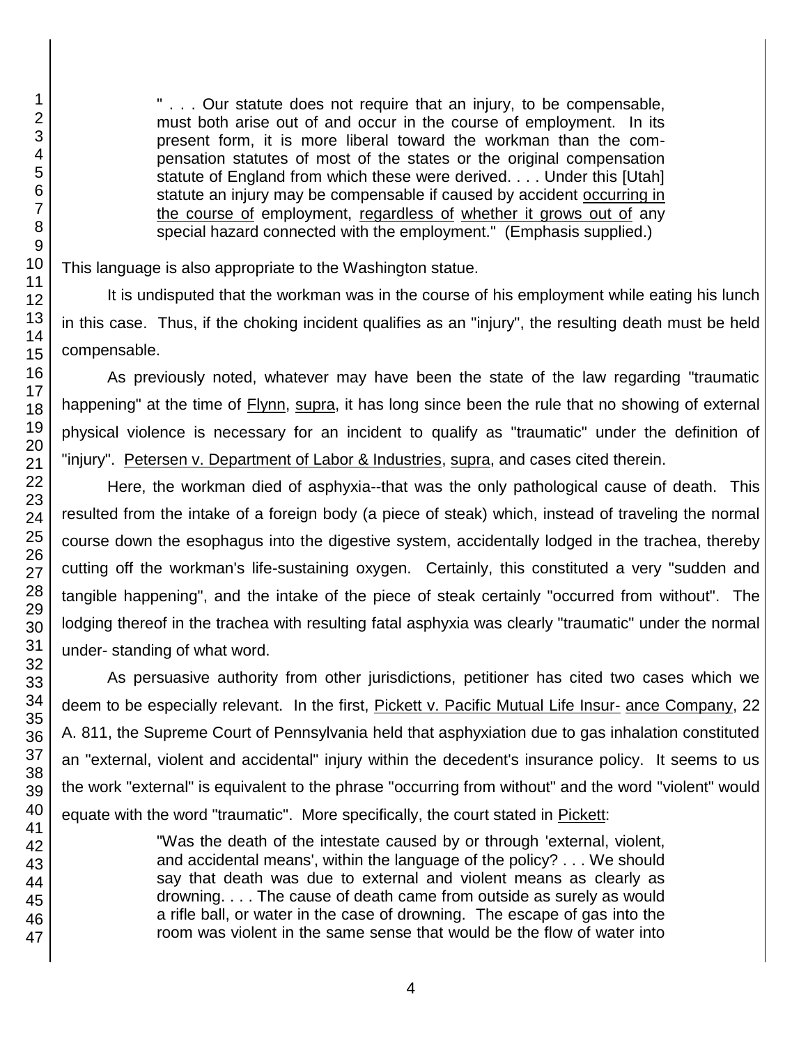> " . . . Our statute does not require that an injury, to be compensable, must both arise out of and occur in the course of employment. In its present form, it is more liberal toward the workman than the compensation statutes of most of the states or the original compensation statute of England from which these were derived. . . . Under this [Utah] statute an injury may be compensable if caused by accident occurring in the course of employment, regardless of whether it grows out of any special hazard connected with the employment." (Emphasis supplied.)

This language is also appropriate to the Washington statue.

It is undisputed that the workman was in the course of his employment while eating his lunch in this case. Thus, if the choking incident qualifies as an "injury", the resulting death must be held compensable.

As previously noted, whatever may have been the state of the law regarding "traumatic happening" at the time of Flynn, supra, it has long since been the rule that no showing of external physical violence is necessary for an incident to qualify as "traumatic" under the definition of "injury". Petersen v. Department of Labor & Industries, supra, and cases cited therein.

Here, the workman died of asphyxia--that was the only pathological cause of death. This resulted from the intake of a foreign body (a piece of steak) which, instead of traveling the normal course down the esophagus into the digestive system, accidentally lodged in the trachea, thereby cutting off the workman's life-sustaining oxygen. Certainly, this constituted a very "sudden and tangible happening", and the intake of the piece of steak certainly "occurred from without". The lodging thereof in the trachea with resulting fatal asphyxia was clearly "traumatic" under the normal under- standing of what word.

As persuasive authority from other jurisdictions, petitioner has cited two cases which we deem to be especially relevant. In the first, Pickett v. Pacific Mutual Life Insur- ance Company, 22 A. 811, the Supreme Court of Pennsylvania held that asphyxiation due to gas inhalation constituted an "external, violent and accidental" injury within the decedent's insurance policy. It seems to us the work "external" is equivalent to the phrase "occurring from without" and the word "violent" would equate with the word "traumatic". More specifically, the court stated in Pickett:

> "Was the death of the intestate caused by or through 'external, violent, and accidental means', within the language of the policy? . . . We should say that death was due to external and violent means as clearly as drowning. . . . The cause of death came from outside as surely as would a rifle ball, or water in the case of drowning. The escape of gas into the room was violent in the same sense that would be the flow of water into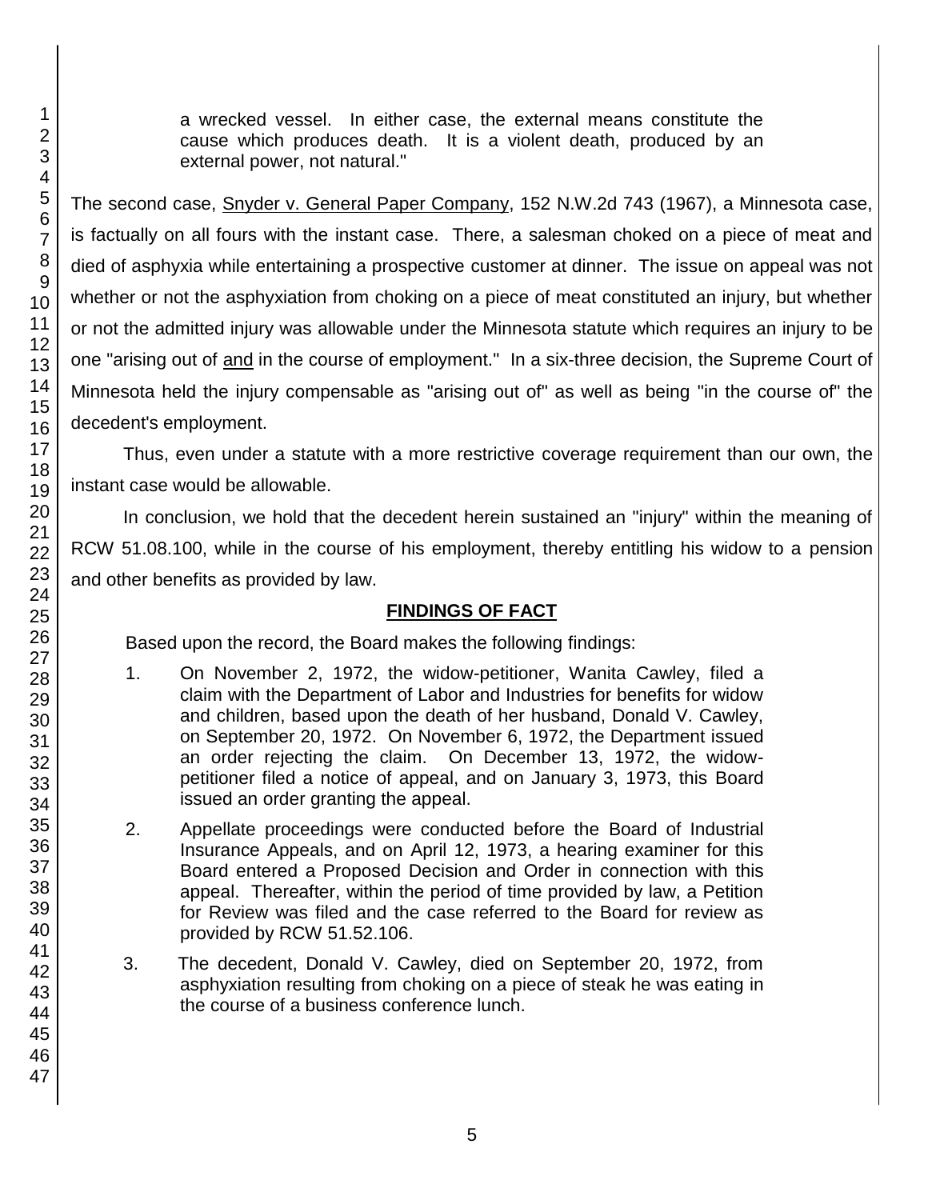> a wrecked vessel. In either case, the external means constitute the cause which produces death. It is a violent death, produced by an external power, not natural."

The second case, Snyder v. General Paper Company, 152 N.W.2d 743 (1967), a Minnesota case, is factually on all fours with the instant case. There, a salesman choked on a piece of meat and died of asphyxia while entertaining a prospective customer at dinner. The issue on appeal was not whether or not the asphyxiation from choking on a piece of meat constituted an injury, but whether or not the admitted injury was allowable under the Minnesota statute which requires an injury to be one "arising out of and in the course of employment." In a six-three decision, the Supreme Court of Minnesota held the injury compensable as "arising out of" as well as being "in the course of" the decedent's employment.

Thus, even under a statute with a more restrictive coverage requirement than our own, the instant case would be allowable.

In conclusion, we hold that the decedent herein sustained an "injury" within the meaning of RCW 51.08.100, while in the course of his employment, thereby entitling his widow to a pension and other benefits as provided by law.

## FINDINGS OF FACT

Based upon the record, the Board makes the following findings:

1. On November 2, 1972, the widow-petitioner, Wanita Cawley, filed a claim with the Department of Labor and Industries for benefits for widow and children, based upon the death of her husband, Donald V. Cawley, on September 20, 1972. On November 6, 1972, the Department issued an order rejecting the claim. On December 13, 1972, the widow-petitioner filed a notice of appeal, and on January 3, 1973, this Board issued an order granting the appeal.

2. Appellate proceedings were conducted before the Board of Industrial Insurance Appeals, and on April 12, 1973, a hearing examiner for this Board entered a Proposed Decision and Order in connection with this appeal. Thereafter, within the period of time provided by law, a Petition for Review was filed and the case referred to the Board for review as provided by RCW 51.52.106.

3. The decedent, Donald V. Cawley, died on September 20, 1972, from asphyxiation resulting from choking on a piece of steak he was eating in the course of a business conference lunch.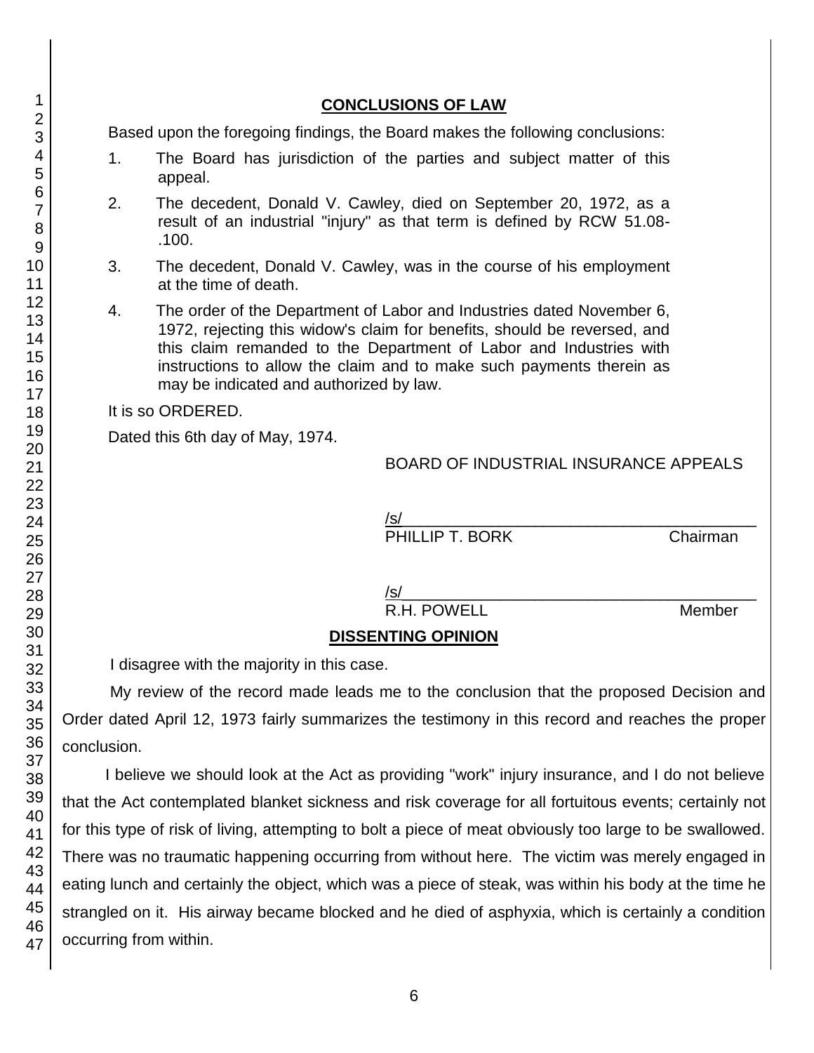## CONCLUSIONS OF LAW

Based upon the foregoing findings, the Board makes the following conclusions:

1. The Board has jurisdiction of the parties and subject matter of this appeal.

2. The decedent, Donald V. Cawley, died on September 20, 1972, as a result of an industrial "injury" as that term is defined by RCW 51.08-.100.

3. The decedent, Donald V. Cawley, was in the course of his employment at the time of death.

4. The order of the Department of Labor and Industries dated November 6, 1972, rejecting this widow's claim for benefits, should be reversed, and this claim remanded to the Department of Labor and Industries with instructions to allow the claim and to make such payments therein as may be indicated and authorized by law.

It is so ORDERED.

Dated this 6th day of May, 1974.

BOARD OF INDUSTRIAL INSURANCE APPEALS

/s/
PHILLIP T. BORK Chairman

/s/
R.H. POWELL Member

## DISSENTING OPINION

I disagree with the majority in this case.

My review of the record made leads me to the conclusion that the proposed Decision and Order dated April 12, 1973 fairly summarizes the testimony in this record and reaches the proper conclusion.

I believe we should look at the Act as providing "work" injury insurance, and I do not believe that the Act contemplated blanket sickness and risk coverage for all fortuitous events; certainly not for this type of risk of living, attempting to bolt a piece of meat obviously too large to be swallowed. There was no traumatic happening occurring from without here. The victim was merely engaged in eating lunch and certainly the object, which was a piece of steak, was within his body at the time he strangled on it. His airway became blocked and he died of asphyxia, which is certainly a condition occurring from within.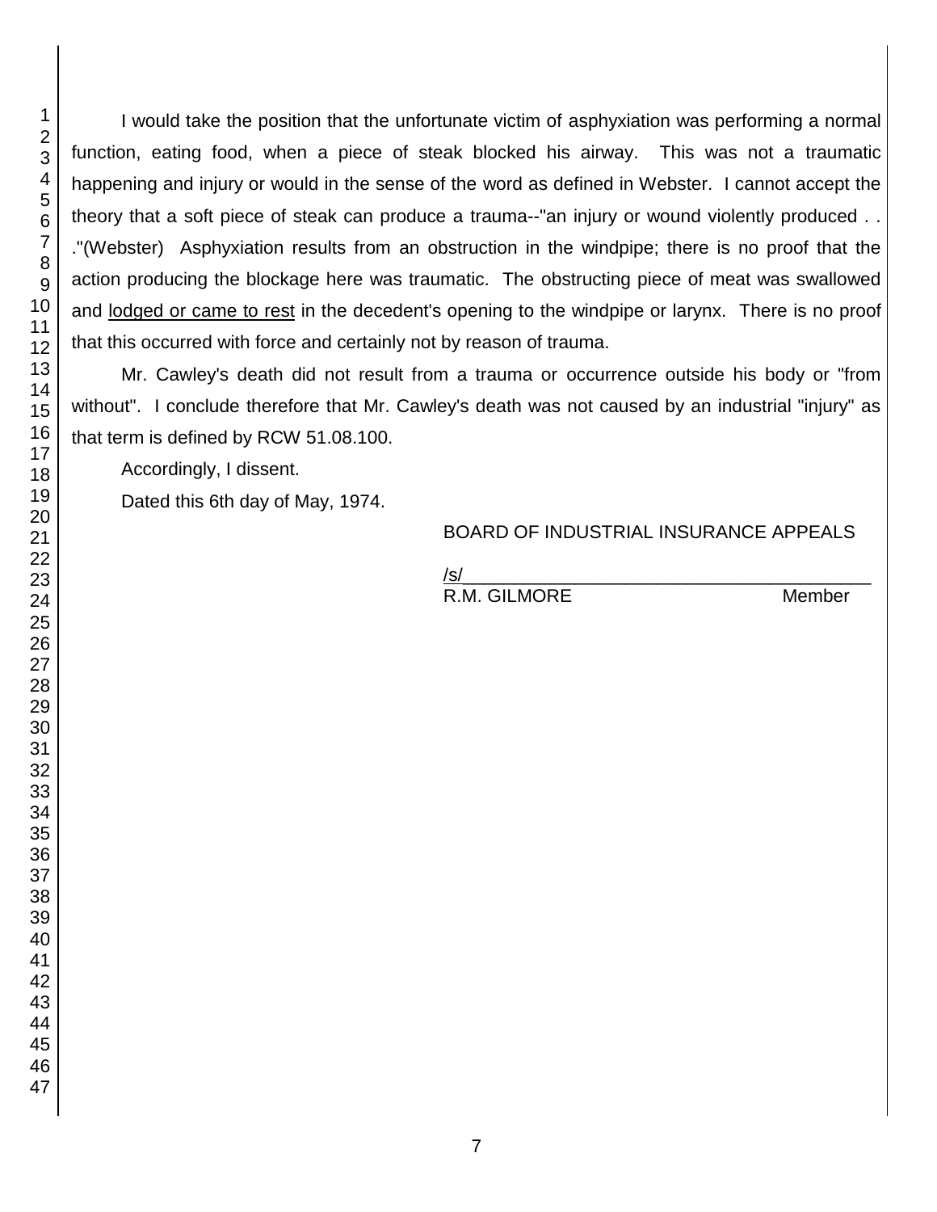I would take the position that the unfortunate victim of asphyxiation was performing a normal function, eating food, when a piece of steak blocked his airway. This was not a traumatic happening and injury or would in the sense of the word as defined in Webster. I cannot accept the theory that a soft piece of steak can produce a trauma--"an injury or wound violently produced . . ."(Webster) Asphyxiation results from an obstruction in the windpipe; there is no proof that the action producing the blockage here was traumatic. The obstructing piece of meat was swallowed and <u>lodged or came to rest</u> in the decedent's opening to the windpipe or larynx. There is no proof that this occurred with force and certainly not by reason of trauma.

Mr. Cawley's death did not result from a trauma or occurrence outside his body or "from without". I conclude therefore that Mr. Cawley's death was not caused by an industrial "injury" as that term is defined by RCW 51.08.100.

Accordingly, I dissent.

Dated this 6th day of May, 1974.

BOARD OF INDUSTRIAL INSURANCE APPEALS

/s/________________________________________
R.M. GILMORE Member